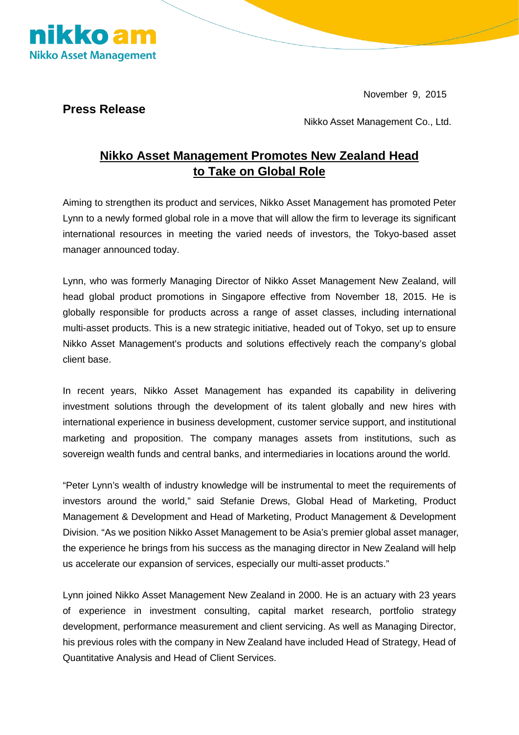November 9, 2015

**Press Release**

Nikko Asset Management Co., Ltd.

# Nikko Asset Management Promotes New Zealand Head to Take on Global Role

Aiming to strengthen its product and services, Nikko Asset Management has promoted Peter Lynn to a newly formed global role in a move that will allow the firm to leverage its significant international resources in meeting the varied needs of investors, the Tokyo-based asset manager announced today.

Lynn, who was formerly Managing Director of Nikko Asset Management New Zealand, will head global product promotions in Singapore effective from November 18, 2015. He is globally responsible for products across a range of asset classes, including international multi-asset products. This is a new strategic initiative, headed out of Tokyo, set up to ensure Nikko Asset Management's products and solutions effectively reach the company's global client base.

In recent years, Nikko Asset Management has expanded its capability in delivering investment solutions through the development of its talent globally and new hires with international experience in business development, customer service support, and institutional marketing and proposition. The company manages assets from institutions, such as sovereign wealth funds and central banks, and intermediaries in locations around the world.

"Peter Lynn's wealth of industry knowledge will be instrumental to meet the requirements of investors around the world," said Stefanie Drews, Global Head of Marketing, Product Management & Development and Head of Marketing, Product Management & Development Division. "As we position Nikko Asset Management to be Asia's premier global asset manager, the experience he brings from his success as the managing director in New Zealand will help us accelerate our expansion of services, especially our multi-asset products."

Lynn joined Nikko Asset Management New Zealand in 2000. He is an actuary with 23 years of experience in investment consulting, capital market research, portfolio strategy development, performance measurement and client servicing. As well as Managing Director, his previous roles with the company in New Zealand have included Head of Strategy, Head of Quantitative Analysis and Head of Client Services.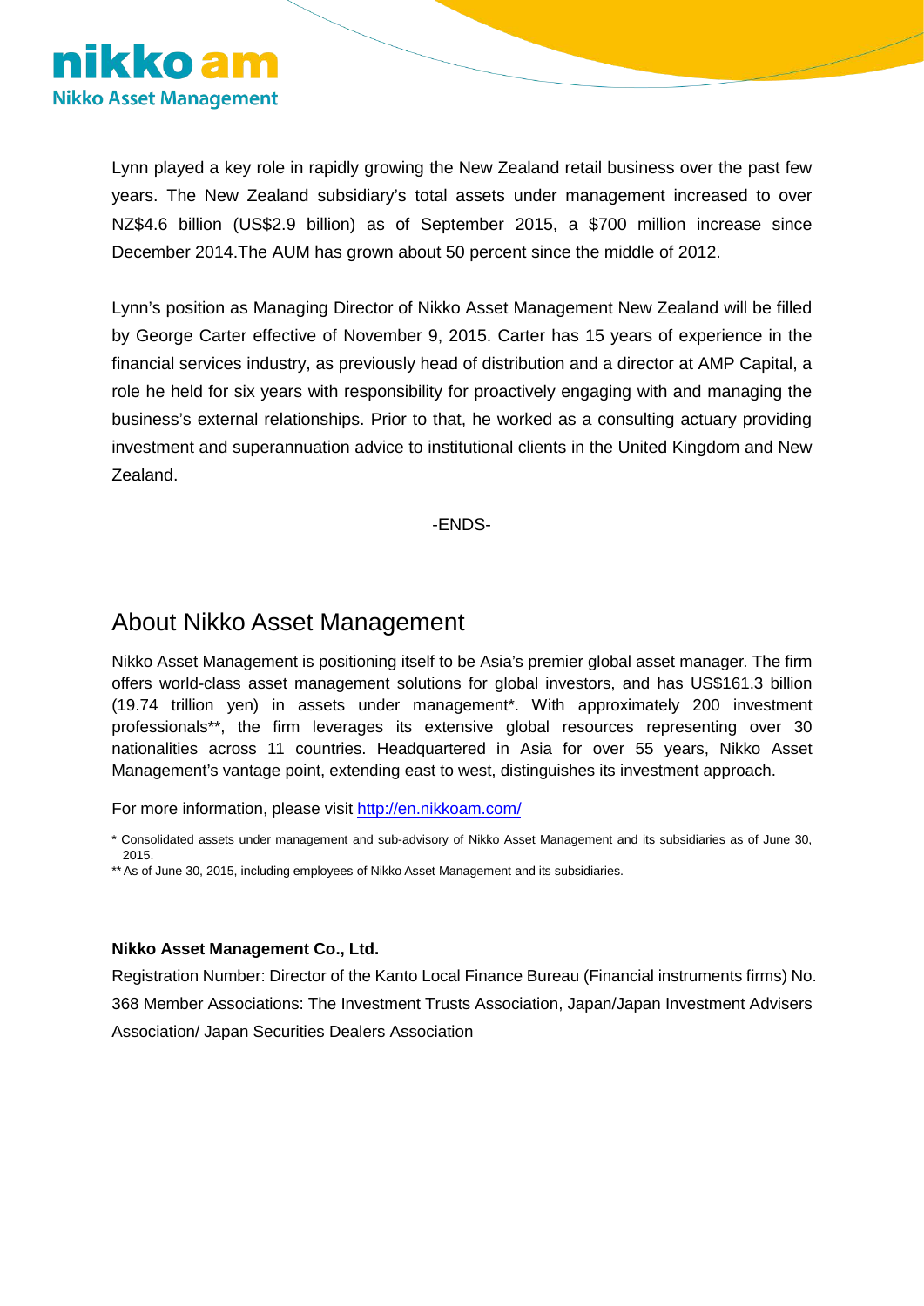Lynn played a key role in rapidly growing the New Zealand retail business over the past few years. The New Zealand subsidiary's total assets under management increased to over NZ$4.6 billion (US$2.9 billion) as of September 2015, a $700 million increase since December 2014.The AUM has grown about 50 percent since the middle of 2012.

Lynn's position as Managing Director of Nikko Asset Management New Zealand will be filled by George Carter effective of November 9, 2015. Carter has 15 years of experience in the financial services industry, as previously head of distribution and a director at AMP Capital, a role he held for six years with responsibility for proactively engaging with and managing the business's external relationships. Prior to that, he worked as a consulting actuary providing investment and superannuation advice to institutional clients in the United Kingdom and New Zealand.

-ENDS-

## About Nikko Asset Management

Nikko Asset Management is positioning itself to be Asia's premier global asset manager. The firm offers world-class asset management solutions for global investors, and has US$161.3 billion (19.74 trillion yen) in assets under management*. With approximately 200 investment professionals**, the firm leverages its extensive global resources representing over 30 nationalities across 11 countries. Headquartered in Asia for over 55 years, Nikko Asset Management's vantage point, extending east to west, distinguishes its investment approach.

For more information, please visit http://en.nikkoam.com/

* Consolidated assets under management and sub-advisory of Nikko Asset Management and its subsidiaries as of June 30, 2015.

** As of June 30, 2015, including employees of Nikko Asset Management and its subsidiaries.

**Nikko Asset Management Co., Ltd.**

Registration Number: Director of the Kanto Local Finance Bureau (Financial instruments firms) No. 368 Member Associations: The Investment Trusts Association, Japan/Japan Investment Advisers Association/ Japan Securities Dealers Association